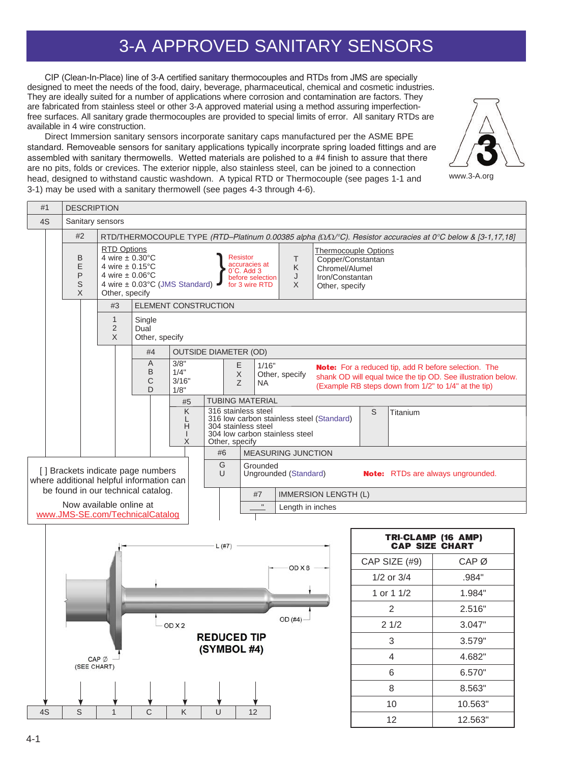# 3-A APPROVED SANITARY SENSORS

CIP (Clean-In-Place) line of 3-A certified sanitary thermocouples and RTDs from JMS are specially designed to meet the needs of the food, dairy, beverage, pharmaceutical, chemical and cosmetic industries. They are ideally suited for a number of applications where corrosion and contamination are factors. They are fabricated from stainless steel or other 3-A approved material using a method assuring imperfection-free surfaces. All sanitary grade thermocouples are provided to special limits of error. All sanitary RTDs are available in 4 wire construction.

Direct Immersion sanitary sensors incorporate sanitary caps manufactured per the ASME BPE standard. Removeable sensors for sanitary applications typically incorporate spring loaded fittings and are assembled with sanitary thermowells. Wetted materials are polished to a #4 finish to assure that there are no pits, folds or crevices. The exterior nipple, also stainless steel, can be joined to a connection head, designed to withstand caustic washdown. A typical RTD or Thermocouple (see pages 1-1 and 3-1) may be used with a sanitary thermowell (see pages 4-3 through 4-6).

www.3-A.org

| #1 | DESCRIPTION |
|---|---|
| 4S | Sanitary sensors |

**#2 RTD/THERMOCOUPLE TYPE** *(RTD–Platinum 0.00385 alpha (Ω/Ω/°C). Resistor accuracies at 0°C below & [3-1,17,18]*

| Code | RTD Options | Code | Thermocouple Options |
|---|---|---|---|
| B | 4 wire ± 0.30°C | T | Copper/Constantan |
| E | 4 wire ± 0.15°C | K | Chromel/Alumel |
| P | 4 wire ± 0.06°C | J | Iron/Constantan |
| S | 4 wire ± 0.03°C (JMS Standard) | X | Other, specify |
| X | Other, specify | | |

Resistor accuracies at 0°C. Add 3 before selection for 3 wire RTD

**#3 ELEMENT CONSTRUCTION**

| Code | Description |
|---|---|
| 1 | Single |
| 2 | Dual |
| X | Other, specify |

**#4 OUTSIDE DIAMETER (OD)**

| Code | OD | Code | OD |
|---|---|---|---|
| A | 3/8" | E | 1/16" |
| B | 1/4" | X | Other, specify |
| C | 3/16" | Z | NA |
| D | 1/8" | | |

**Note:** For a reduced tip, add R before selection. The shank OD will equal twice the tip OD. See illustration below. (Example RB steps down from 1/2" to 1/4" at the tip)

**#5 TUBING MATERIAL**

| Code | Material | Code | Material |
|---|---|---|---|
| K | 316 stainless steel | S | Titanium |
| L | 316 low carbon stainless steel (Standard) | | |
| H | 304 stainless steel | | |
| I | 304 low carbon stainless steel | | |
| X | Other, specify | | |

**#6 MEASURING JUNCTION**

| Code | Description |
|---|---|
| G | Grounded |
| U | Ungrounded (Standard) |

**Note:** RTDs are always ungrounded.

**#7 IMMERSION LENGTH (L)**

| Code | Description |
|---|---|
| __" | Length in inches |

[ ] Brackets indicate page numbers where additional helpful information can be found in our technical catalog.

Now available online at www.JMS-SE.com/TechnicalCatalog

**REDUCED TIP (SYMBOL #4)**

L (#7); OD X 8; OD X 2; OD (#4); CAP Ø (SEE CHART)

Example: | 4S | S | 1 | C | K | U | 12 |

**TRI-CLAMP (16 AMP) CAP SIZE CHART**

| CAP SIZE (#9) | CAP Ø |
|---|---|
| 1/2 or 3/4 | .984" |
| 1 or 1 1/2 | 1.984" |
| 2 | 2.516" |
| 2 1/2 | 3.047" |
| 3 | 3.579" |
| 4 | 4.682" |
| 6 | 6.570" |
| 8 | 8.563" |
| 10 | 10.563" |
| 12 | 12.563" |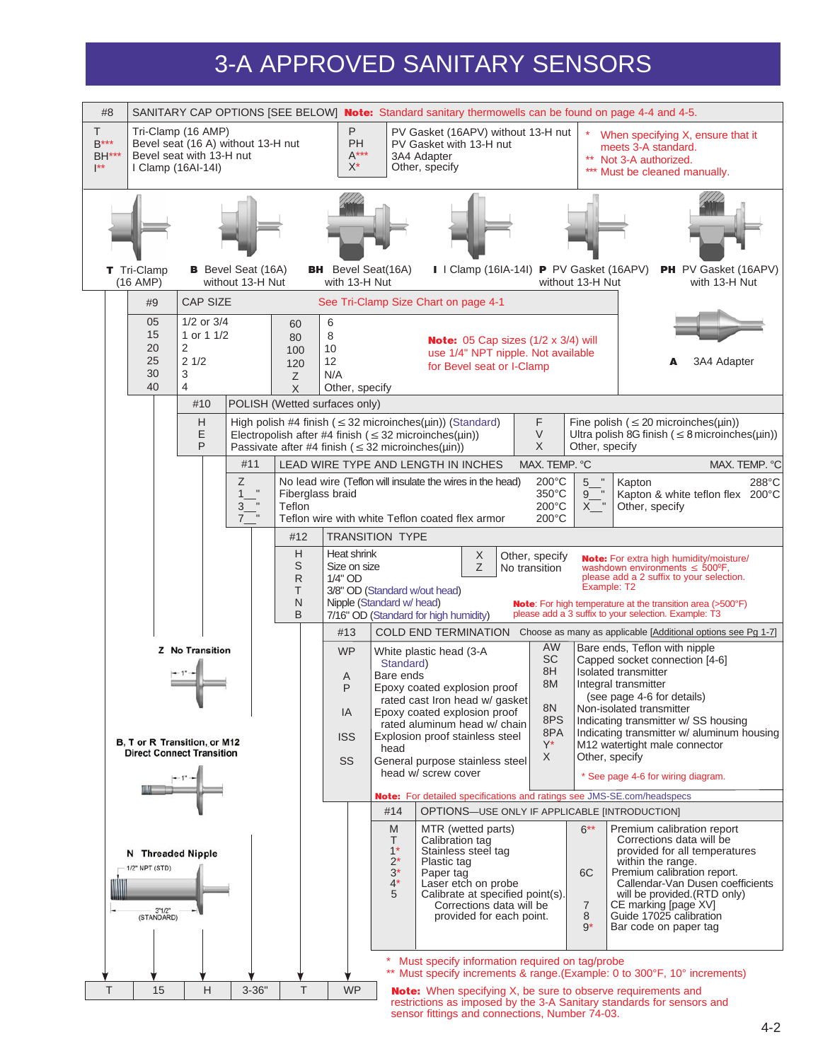# 3-A APPROVED SANITARY SENSORS

## #8 SANITARY CAP OPTIONS [SEE BELOW]

**Note:** Standard sanitary thermowells can be found on page 4-4 and 4-5.

| Code | Description | Code | Description |
|---|---|---|---|
| T | Tri-Clamp (16 AMP) | P | PV Gasket (16APV) without 13-H nut |
| B*** | Bevel seat (16 A) without 13-H nut | PH | PV Gasket with 13-H nut |
| BH*** | Bevel seat with 13-H nut | A*** | 3A4 Adapter |
| I** | I Clamp (16AI-14I) | X* | Other, specify |

\* When specifying X, ensure that it meets 3-A standard.
\** Not 3-A authorized.
\*** Must be cleaned manually.

**T** Tri-Clamp (16 AMP) — **B** Bevel Seat (16A) without 13-H Nut — **BH** Bevel Seat(16A) with 13-H Nut — **I** I Clamp (16IA-14I) — **P** PV Gasket (16APV) without 13-H Nut — **PH** PV Gasket (16APV) with 13-H Nut

## #9 CAP SIZE

See Tri-Clamp Size Chart on page 4-1

| Code | Size | Code | Size |
|---|---|---|---|
| 05 | 1/2 or 3/4 | 60 | 6 |
| 15 | 1 or 1 1/2 | 80 | 8 |
| 20 | 2 | 100 | 10 |
| 25 | 2 1/2 | 120 | 12 |
| 30 | 3 | Z | N/A |
| 40 | 4 | X | Other, specify |

**Note:** 05 Cap sizes (1/2 x 3/4) will use 1/4" NPT nipple. Not available for Bevel seat or I-Clamp

**A** 3A4 Adapter

## #10 POLISH (Wetted surfaces only)

| Code | Description | Code | Description |
|---|---|---|---|
| H | High polish #4 finish (≤ 32 microinches(µin)) (Standard) | F | Fine polish (≤ 20 microinches(µin)) |
| E | Electropolish after #4 finish (≤ 32 microinches(µin)) | V | Ultra polish 8G finish (≤ 8 microinches(µin)) |
| P | Passivate after #4 finish (≤ 32 microinches(µin)) | X | Other, specify |

## #11 LEAD WIRE TYPE AND LENGTH IN INCHES

| Code | Description | MAX. TEMP. °C | Code | Description | MAX. TEMP. °C |
|---|---|---|---|---|---|
| Z | No lead wire (Teflon will insulate the wires in the head) | 200°C | 5__" | Kapton | 288°C |
| 1__" | Fiberglass braid | 350°C | 9__" | Kapton & white teflon flex | 200°C |
| 3__" | Teflon | 200°C | X__" | Other, specify | |
| 7__" | Teflon wire with white Teflon coated flex armor | 200°C | | | |

## #12 TRANSITION TYPE

| Code | Description | Code | Description |
|---|---|---|---|
| H | Heat shrink | X | Other, specify |
| S | Size on size | Z | No transition |
| R | 1/4" OD | | |
| T | 3/8" OD (Standard w/out head) | | |
| N | Nipple (Standard w/ head) | | |
| B | 7/16" OD (Standard for high humidity) | | |

**Note:** For extra high humidity/moisture/washdown environments ≤ 500ºF, please add a 2 suffix to your selection. Example: T2

**Note**: For high temperature at the transition area (>500°F) please add a 3 suffix to your selection. Example: T3

**Z** No Transition

**B, T or R Transition, or M12 Direct Connect Transition**

**N** Threaded Nipple — 1/2" NPT (STD) — 3"1/2" (STANDARD)

## #13 COLD END TERMINATION

Choose as many as applicable [Additional options see Pg 1-7]

| Code | Description | Code | Description |
|---|---|---|---|
| WP | White plastic head (3-A Standard) | AW | Bare ends, Teflon with nipple |
| A | Bare ends | SC | Capped socket connection [4-6] |
| P | Epoxy coated explosion proof rated cast Iron head w/ gasket | 8H | Isolated transmitter |
| IA | Epoxy coated explosion proof rated aluminum head w/ chain | 8M | Integral transmitter (see page 4-6 for details) |
| ISS | Explosion proof stainless steel head | 8N | Non-isolated transmitter |
| SS | General purpose stainless steel head w/ screw cover | 8PS | Indicating transmitter w/ SS housing |
| | | 8PA | Indicating transmitter w/ aluminum housing |
| | | Y* | M12 watertight male connector |
| | | X | Other, specify |

\* See page 4-6 for wiring diagram.

**Note:** For detailed specifications and ratings see JMS-SE.com/headspecs

## #14 OPTIONS—USE ONLY IF APPLICABLE [INTRODUCTION]

| Code | Description | Code | Description |
|---|---|---|---|
| M | MTR (wetted parts) | 6** | Premium calibration report Corrections data will be provided for all temperatures within the range. |
| T | Calibration tag | 6C | Premium calibration report. Callendar-Van Dusen coefficients will be provided.(RTD only) |
| 1* | Stainless steel tag | 7 | CE marking [page XV] |
| 2* | Plastic tag | 8 | Guide 17025 calibration |
| 3* | Paper tag | 9* | Bar code on paper tag |
| 4* | Laser etch on probe | | |
| 5 | Calibrate at specified point(s). Corrections data will be provided for each point. | | |

\* Must specify information required on tag/probe
\** Must specify increments & range.(Example: 0 to 300°F, 10° increments)

| T | 15 | H | 3-36" | T | WP |
|---|---|---|---|---|---|

**Note:** When specifying X, be sure to observe requirements and restrictions as imposed by the 3-A Sanitary standards for sensors and sensor fittings and connections, Number 74-03.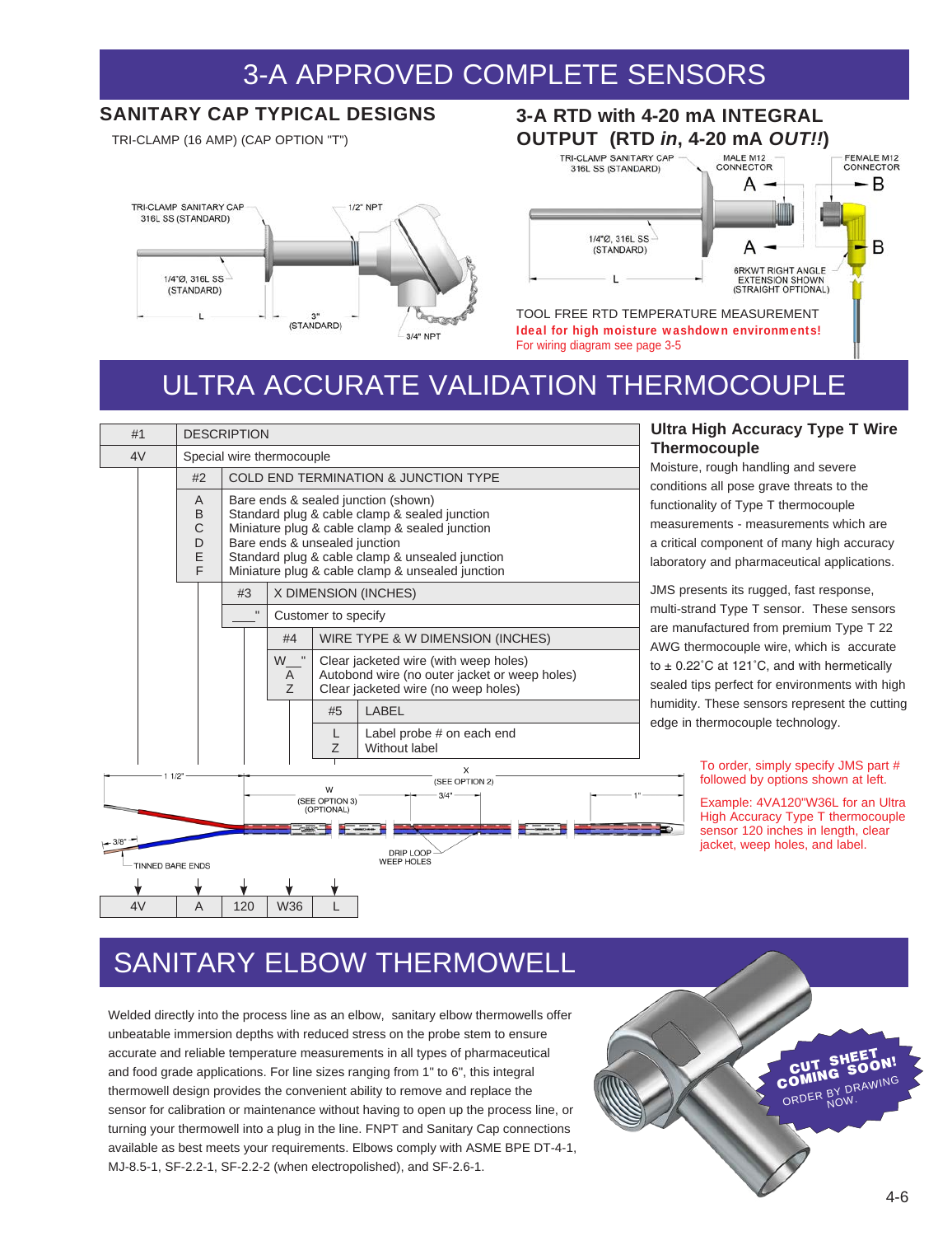# 3-A APPROVED COMPLETE SENSORS

## SANITARY CAP TYPICAL DESIGNS

TRI-CLAMP (16 AMP) (CAP OPTION "T")

TRI-CLAMP SANITARY CAP
316L SS (STANDARD)

1/2" NPT

1/4"Ø, 316L SS
(STANDARD)

L

3"
(STANDARD)

3/4" NPT

## 3-A RTD with 4-20 mA INTEGRAL OUTPUT (RTD *in*, 4-20 mA *OUT!!*)

TRI-CLAMP SANITARY CAP
316L SS (STANDARD)

MALE M12
CONNECTOR

FEMALE M12
CONNECTOR

A

B

1/4"Ø, 316L SS
(STANDARD)

A

B

L

6RKWT RIGHT ANGLE
EXTENSION SHOWN
(STRAIGHT OPTIONAL)

TOOL FREE RTD TEMPERATURE MEASUREMENT

**Ideal for high moisture washdown environments!**

For wiring diagram see page 3-5

# ULTRA ACCURATE VALIDATION THERMOCOUPLE

| #1 | DESCRIPTION |
|---|---|
| 4V | Special wire thermocouple |

| #2 | COLD END TERMINATION & JUNCTION TYPE |
|---|---|
| A | Bare ends & sealed junction (shown) |
| B | Standard plug & cable clamp & sealed junction |
| C | Miniature plug & cable clamp & sealed junction |
| D | Bare ends & unsealed junction |
| E | Standard plug & cable clamp & unsealed junction |
| F | Miniature plug & cable clamp & unsealed junction |

| #3 | X DIMENSION (INCHES) |
|---|---|
| ___" | Customer to specify |

| #4 | WIRE TYPE & W DIMENSION (INCHES) |
|---|---|
| W__" | Clear jacketed wire (with weep holes) |
| A | Autobond wire (no outer jacket or weep holes) |
| Z | Clear jacketed wire (no weep holes) |

| #5 | LABEL |
|---|---|
| L | Label probe # on each end |
| Z | Without label |

### Ultra High Accuracy Type T Wire Thermocouple

Moisture, rough handling and severe conditions all pose grave threats to the functionality of Type T thermocouple measurements - measurements which are a critical component of many high accuracy laboratory and pharmaceutical applications.

JMS presents its rugged, fast response, multi-strand Type T sensor. These sensors are manufactured from premium Type T 22 AWG thermocouple wire, which is accurate to ± 0.22˚C at 121˚C, and with hermetically sealed tips perfect for environments with high humidity. These sensors represent the cutting edge in thermocouple technology.

1 1/2"

X
(SEE OPTION 2)

W
(SEE OPTION 3)
(OPTIONAL)

3/4"

1"

3/8"

TINNED BARE ENDS

DRIP LOOP
WEEP HOLES

| | | | | |
|---|---|---|---|---|
| 4V | A | 120 | W36 | L |

To order, simply specify JMS part # followed by options shown at left.

Example: 4VA120"W36L for an Ultra High Accuracy Type T thermocouple sensor 120 inches in length, clear jacket, weep holes, and label.

# SANITARY ELBOW THERMOWELL

Welded directly into the process line as an elbow, sanitary elbow thermowells offer unbeatable immersion depths with reduced stress on the probe stem to ensure accurate and reliable temperature measurements in all types of pharmaceutical and food grade applications. For line sizes ranging from 1" to 6", this integral thermowell design provides the convenient ability to remove and replace the sensor for calibration or maintenance without having to open up the process line, or turning your thermowell into a plug in the line. FNPT and Sanitary Cap connections available as best meets your requirements. Elbows comply with ASME BPE DT-4-1, MJ-8.5-1, SF-2.2-1, SF-2.2-2 (when electropolished), and SF-2.6-1.

CUT SHEET COMING SOON!
ORDER BY DRAWING NOW.